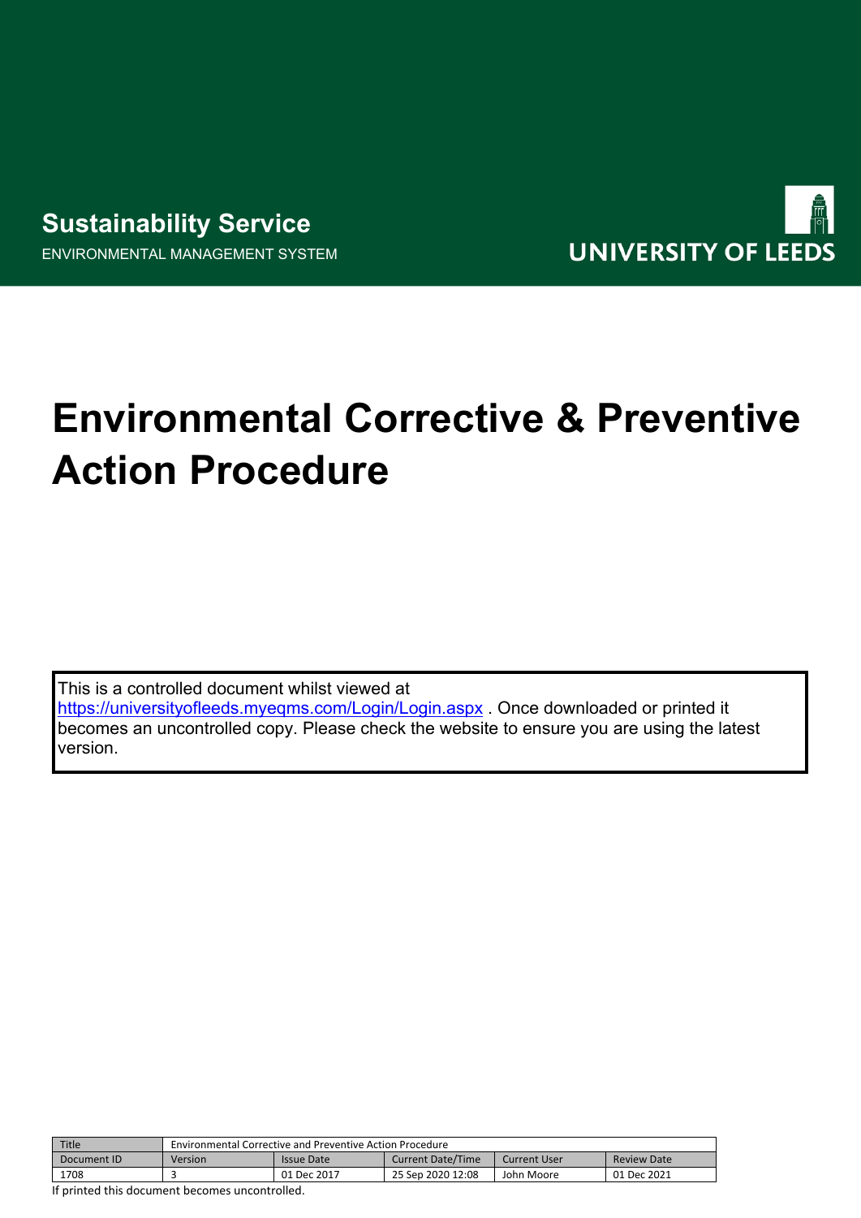**Sustainability Service**

ENVIRONMENTAL MANAGEMENT SYSTEM

UNIVERSITY OF LEEDS

# Environmental Corrective & Preventive Action Procedure

This is a controlled document whilst viewed at https://universityofleeds.myeqms.com/Login/Login.aspx . Once downloaded or printed it becomes an uncontrolled copy. Please check the website to ensure you are using the latest version.

| Title | Environmental Corrective and Preventive Action Procedure | | | | |
|---|---|---|---|---|---|
| Document ID | Version | Issue Date | Current Date/Time | Current User | Review Date |
| 1708 | 3 | 01 Dec 2017 | 25 Sep 2020 12:08 | John Moore | 01 Dec 2021 |

If printed this document becomes uncontrolled.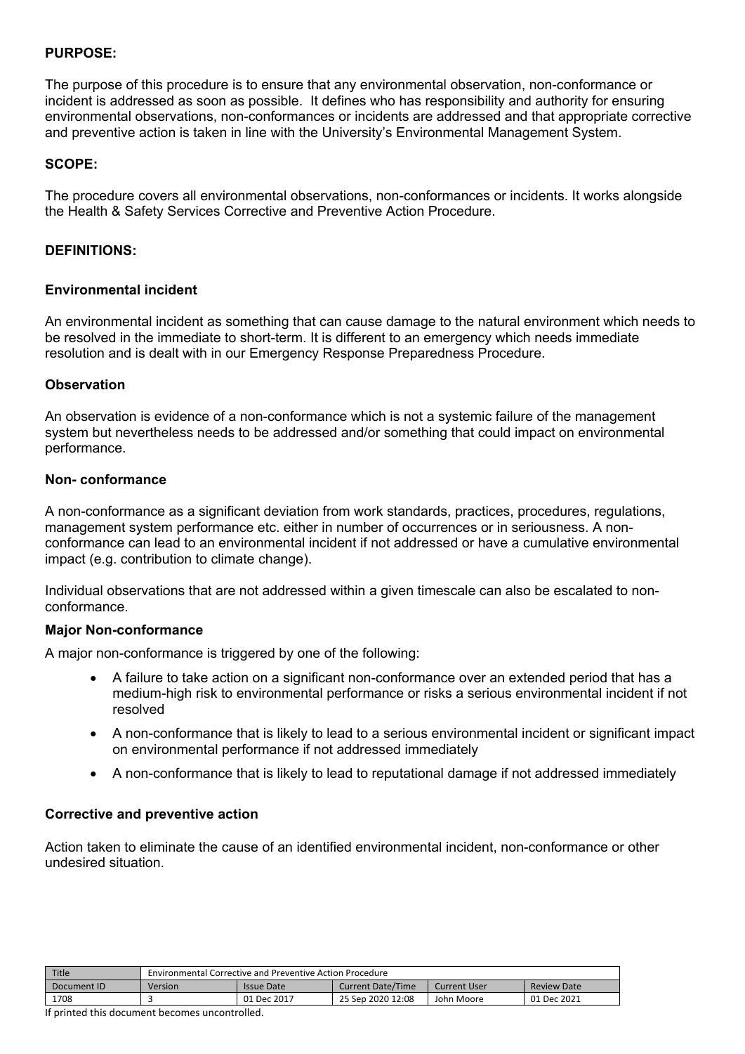**PURPOSE:**

The purpose of this procedure is to ensure that any environmental observation, non-conformance or incident is addressed as soon as possible. It defines who has responsibility and authority for ensuring environmental observations, non-conformances or incidents are addressed and that appropriate corrective and preventive action is taken in line with the University's Environmental Management System.

**SCOPE:**

The procedure covers all environmental observations, non-conformances or incidents. It works alongside the Health & Safety Services Corrective and Preventive Action Procedure.

**DEFINITIONS:**

**Environmental incident**

An environmental incident as something that can cause damage to the natural environment which needs to be resolved in the immediate to short-term. It is different to an emergency which needs immediate resolution and is dealt with in our Emergency Response Preparedness Procedure.

**Observation**

An observation is evidence of a non-conformance which is not a systemic failure of the management system but nevertheless needs to be addressed and/or something that could impact on environmental performance.

**Non- conformance**

A non-conformance as a significant deviation from work standards, practices, procedures, regulations, management system performance etc. either in number of occurrences or in seriousness. A non-conformance can lead to an environmental incident if not addressed or have a cumulative environmental impact (e.g. contribution to climate change).

Individual observations that are not addressed within a given timescale can also be escalated to non-conformance.

**Major Non-conformance**

A major non-conformance is triggered by one of the following:

- A failure to take action on a significant non-conformance over an extended period that has a medium-high risk to environmental performance or risks a serious environmental incident if not resolved
- A non-conformance that is likely to lead to a serious environmental incident or significant impact on environmental performance if not addressed immediately
- A non-conformance that is likely to lead to reputational damage if not addressed immediately

**Corrective and preventive action**

Action taken to eliminate the cause of an identified environmental incident, non-conformance or other undesired situation.

| Title | Environmental Corrective and Preventive Action Procedure | | | | |
|---|---|---|---|---|---|
| Document ID | Version | Issue Date | Current Date/Time | Current User | Review Date |
| 1708 | 3 | 01 Dec 2017 | 25 Sep 2020 12:08 | John Moore | 01 Dec 2021 |

If printed this document becomes uncontrolled.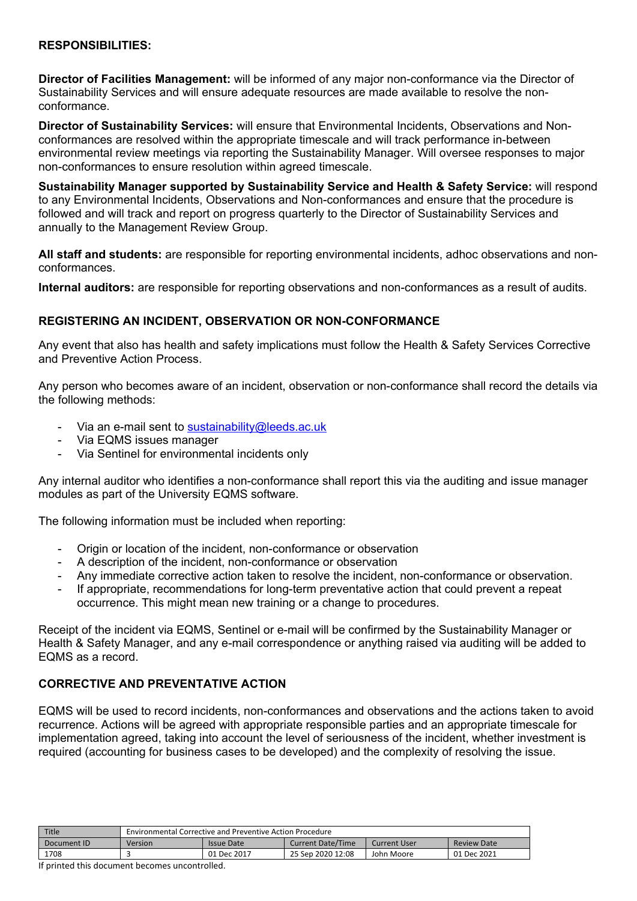**RESPONSIBILITIES:**

**Director of Facilities Management:** will be informed of any major non-conformance via the Director of Sustainability Services and will ensure adequate resources are made available to resolve the non-conformance.

**Director of Sustainability Services:** will ensure that Environmental Incidents, Observations and Non-conformances are resolved within the appropriate timescale and will track performance in-between environmental review meetings via reporting the Sustainability Manager. Will oversee responses to major non-conformances to ensure resolution within agreed timescale.

**Sustainability Manager supported by Sustainability Service and Health & Safety Service:** will respond to any Environmental Incidents, Observations and Non-conformances and ensure that the procedure is followed and will track and report on progress quarterly to the Director of Sustainability Services and annually to the Management Review Group.

**All staff and students:** are responsible for reporting environmental incidents, adhoc observations and non-conformances.

**Internal auditors:** are responsible for reporting observations and non-conformances as a result of audits.

## REGISTERING AN INCIDENT, OBSERVATION OR NON-CONFORMANCE

Any event that also has health and safety implications must follow the Health & Safety Services Corrective and Preventive Action Process.

Any person who becomes aware of an incident, observation or non-conformance shall record the details via the following methods:

- Via an e-mail sent to sustainability@leeds.ac.uk
- Via EQMS issues manager
- Via Sentinel for environmental incidents only

Any internal auditor who identifies a non-conformance shall report this via the auditing and issue manager modules as part of the University EQMS software.

The following information must be included when reporting:

- Origin or location of the incident, non-conformance or observation
- A description of the incident, non-conformance or observation
- Any immediate corrective action taken to resolve the incident, non-conformance or observation.
- If appropriate, recommendations for long-term preventative action that could prevent a repeat occurrence. This might mean new training or a change to procedures.

Receipt of the incident via EQMS, Sentinel or e-mail will be confirmed by the Sustainability Manager or Health & Safety Manager, and any e-mail correspondence or anything raised via auditing will be added to EQMS as a record.

## CORRECTIVE AND PREVENTATIVE ACTION

EQMS will be used to record incidents, non-conformances and observations and the actions taken to avoid recurrence. Actions will be agreed with appropriate responsible parties and an appropriate timescale for implementation agreed, taking into account the level of seriousness of the incident, whether investment is required (accounting for business cases to be developed) and the complexity of resolving the issue.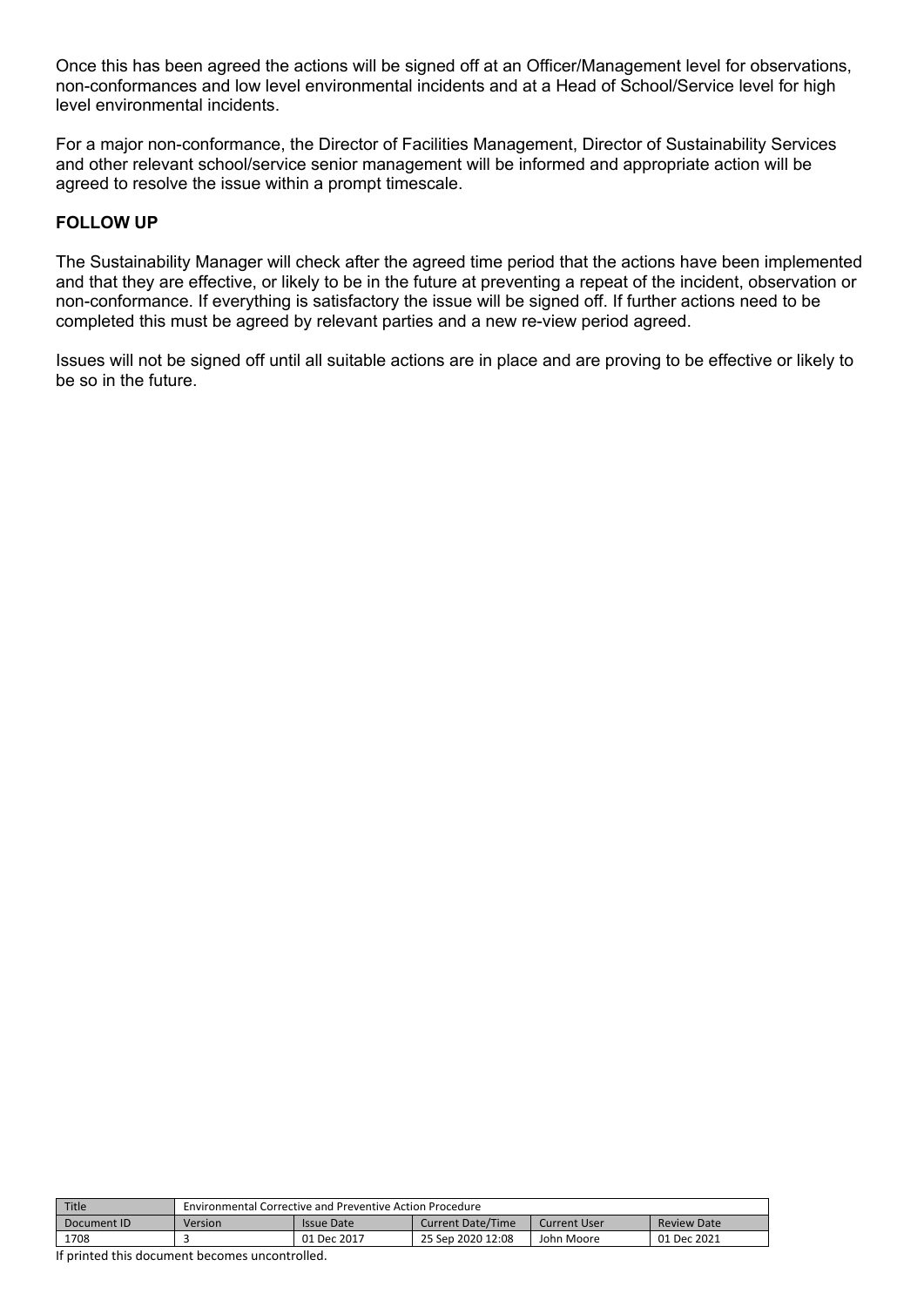Once this has been agreed the actions will be signed off at an Officer/Management level for observations, non-conformances and low level environmental incidents and at a Head of School/Service level for high level environmental incidents.

For a major non-conformance, the Director of Facilities Management, Director of Sustainability Services and other relevant school/service senior management will be informed and appropriate action will be agreed to resolve the issue within a prompt timescale.

**FOLLOW UP**

The Sustainability Manager will check after the agreed time period that the actions have been implemented and that they are effective, or likely to be in the future at preventing a repeat of the incident, observation or non-conformance. If everything is satisfactory the issue will be signed off. If further actions need to be completed this must be agreed by relevant parties and a new re-view period agreed.

Issues will not be signed off until all suitable actions are in place and are proving to be effective or likely to be so in the future.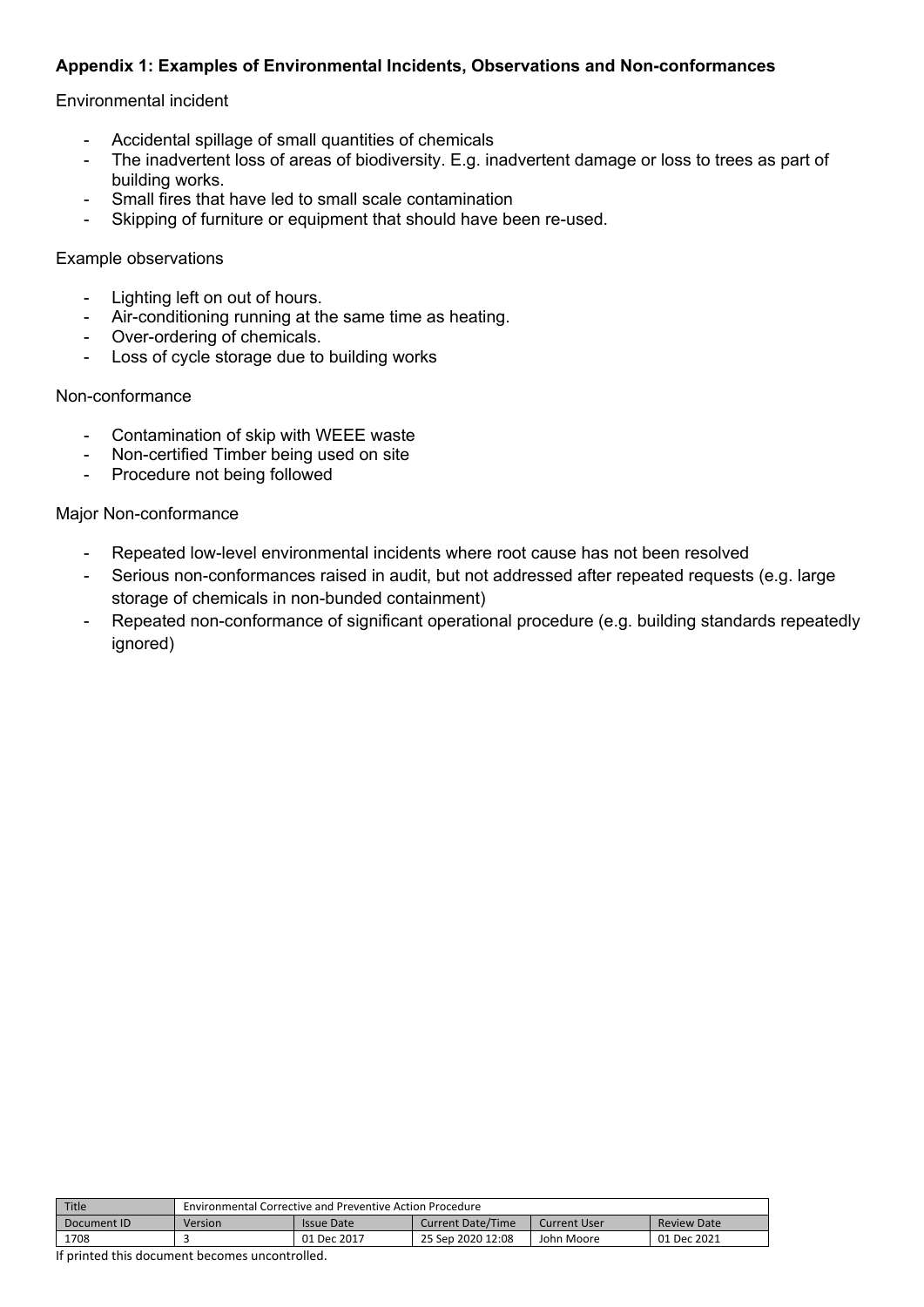**Appendix 1: Examples of Environmental Incidents, Observations and Non-conformances**

Environmental incident

- Accidental spillage of small quantities of chemicals
- The inadvertent loss of areas of biodiversity. E.g. inadvertent damage or loss to trees as part of building works.
- Small fires that have led to small scale contamination
- Skipping of furniture or equipment that should have been re-used.

Example observations

- Lighting left on out of hours.
- Air-conditioning running at the same time as heating.
- Over-ordering of chemicals.
- Loss of cycle storage due to building works

Non-conformance

- Contamination of skip with WEEE waste
- Non-certified Timber being used on site
- Procedure not being followed

Major Non-conformance

- Repeated low-level environmental incidents where root cause has not been resolved
- Serious non-conformances raised in audit, but not addressed after repeated requests (e.g. large storage of chemicals in non-bunded containment)
- Repeated non-conformance of significant operational procedure (e.g. building standards repeatedly ignored)